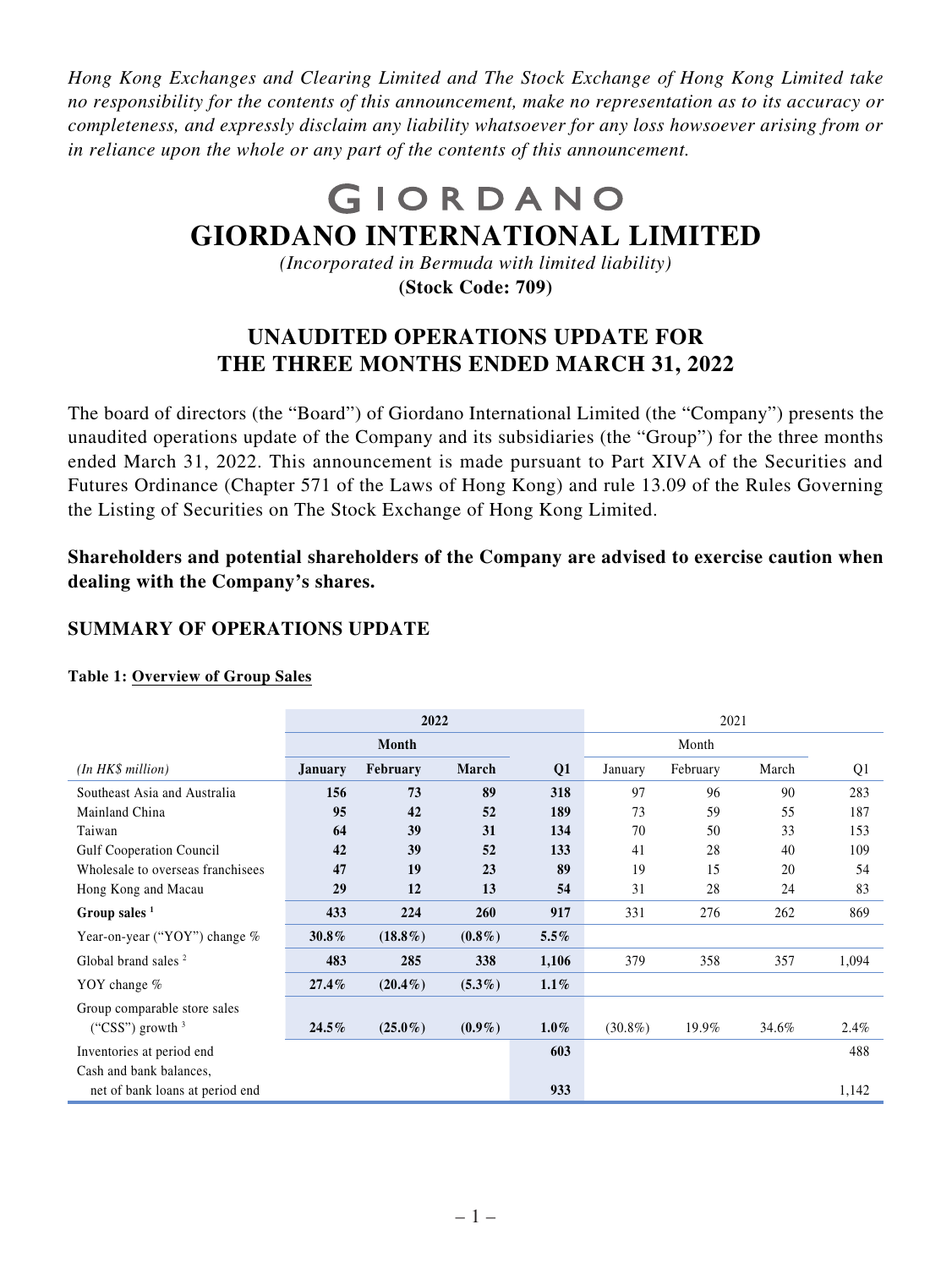*Hong Kong Exchanges and Clearing Limited and The Stock Exchange of Hong Kong Limited take no responsibility for the contents of this announcement, make no representation as to its accuracy or completeness, and expressly disclaim any liability whatsoever for any loss howsoever arising from or in reliance upon the whole or any part of the contents of this announcement.*

GIORDANO

# GIORDANO INTERNATIONAL LIMITED

*(Incorporated in Bermuda with limited liability)*

**(Stock Code: 709)**

## UNAUDITED OPERATIONS UPDATE FOR THE THREE MONTHS ENDED MARCH 31, 2022

The board of directors (the "Board") of Giordano International Limited (the "Company") presents the unaudited operations update of the Company and its subsidiaries (the "Group") for the three months ended March 31, 2022. This announcement is made pursuant to Part XIVA of the Securities and Futures Ordinance (Chapter 571 of the Laws of Hong Kong) and rule 13.09 of the Rules Governing the Listing of Securities on The Stock Exchange of Hong Kong Limited.

**Shareholders and potential shareholders of the Company are advised to exercise caution when dealing with the Company's shares.**

## SUMMARY OF OPERATIONS UPDATE

**Table 1: Overview of Group Sales**

| | **2022** | | | | 2021 | | | |
|---|---|---|---|---|---|---|---|---|
| | **Month** | | | | Month | | | |
| *(In HK$ million)* | **January** | **February** | **March** | **Q1** | January | February | March | Q1 |
| Southeast Asia and Australia | **156** | **73** | **89** | **318** | 97 | 96 | 90 | 283 |
| Mainland China | **95** | **42** | **52** | **189** | 73 | 59 | 55 | 187 |
| Taiwan | **64** | **39** | **31** | **134** | 70 | 50 | 33 | 153 |
| Gulf Cooperation Council | **42** | **39** | **52** | **133** | 41 | 28 | 40 | 109 |
| Wholesale to overseas franchisees | **47** | **19** | **23** | **89** | 19 | 15 | 20 | 54 |
| Hong Kong and Macau | **29** | **12** | **13** | **54** | 31 | 28 | 24 | 83 |
| **Group sales [1]** | **433** | **224** | **260** | **917** | 331 | 276 | 262 | 869 |
| Year-on-year ("YOY") change % | **30.8%** | **(18.8%)** | **(0.8%)** | **5.5%** | | | | |
| Global brand sales [2] | **483** | **285** | **338** | **1,106** | 379 | 358 | 357 | 1,094 |
| YOY change % | **27.4%** | **(20.4%)** | **(5.3%)** | **1.1%** | | | | |
| Group comparable store sales ("CSS") growth [3] | **24.5%** | **(25.0%)** | **(0.9%)** | **1.0%** | (30.8%) | 19.9% | 34.6% | 2.4% |
| Inventories at period end | | | | **603** | | | | 488 |
| Cash and bank balances, net of bank loans at period end | | | | **933** | | | | 1,142 |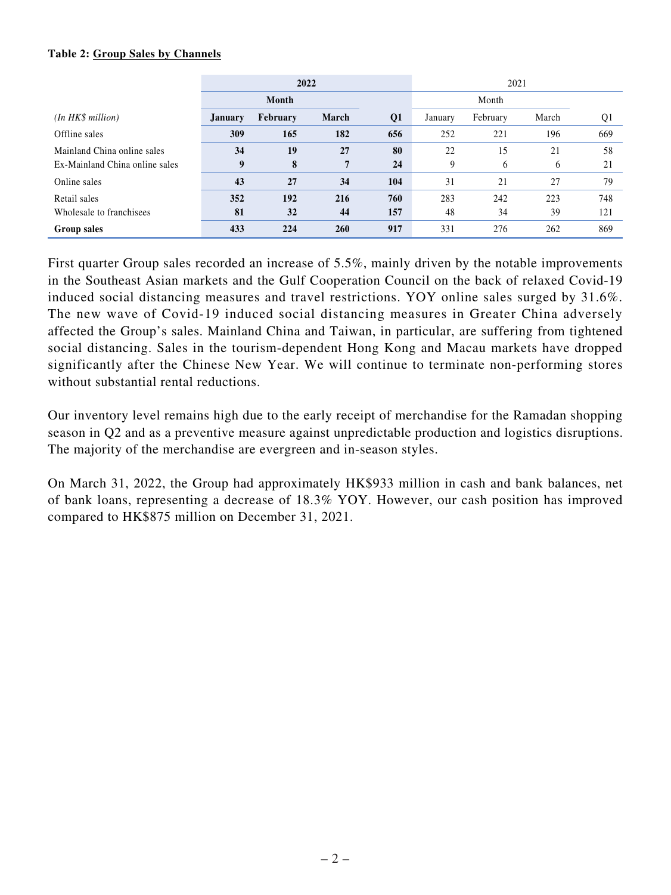**Table 2: Group Sales by Channels**

| | 2022 | | | | 2021 | | | |
|---|---|---|---|---|---|---|---|---|
| | Month | | | | Month | | | |
| *(In HK$ million)* | January | February | March | Q1 | January | February | March | Q1 |
| Offline sales | 309 | 165 | 182 | 656 | 252 | 221 | 196 | 669 |
| Mainland China online sales | 34 | 19 | 27 | 80 | 22 | 15 | 21 | 58 |
| Ex-Mainland China online sales | 9 | 8 | 7 | 24 | 9 | 6 | 6 | 21 |
| Online sales | 43 | 27 | 34 | 104 | 31 | 21 | 27 | 79 |
| Retail sales | 352 | 192 | 216 | 760 | 283 | 242 | 223 | 748 |
| Wholesale to franchisees | 81 | 32 | 44 | 157 | 48 | 34 | 39 | 121 |
| **Group sales** | 433 | 224 | 260 | 917 | 331 | 276 | 262 | 869 |

First quarter Group sales recorded an increase of 5.5%, mainly driven by the notable improvements in the Southeast Asian markets and the Gulf Cooperation Council on the back of relaxed Covid-19 induced social distancing measures and travel restrictions. YOY online sales surged by 31.6%. The new wave of Covid-19 induced social distancing measures in Greater China adversely affected the Group's sales. Mainland China and Taiwan, in particular, are suffering from tightened social distancing. Sales in the tourism-dependent Hong Kong and Macau markets have dropped significantly after the Chinese New Year. We will continue to terminate non-performing stores without substantial rental reductions.

Our inventory level remains high due to the early receipt of merchandise for the Ramadan shopping season in Q2 and as a preventive measure against unpredictable production and logistics disruptions. The majority of the merchandise are evergreen and in-season styles.

On March 31, 2022, the Group had approximately HK$933 million in cash and bank balances, net of bank loans, representing a decrease of 18.3% YOY. However, our cash position has improved compared to HK$875 million on December 31, 2021.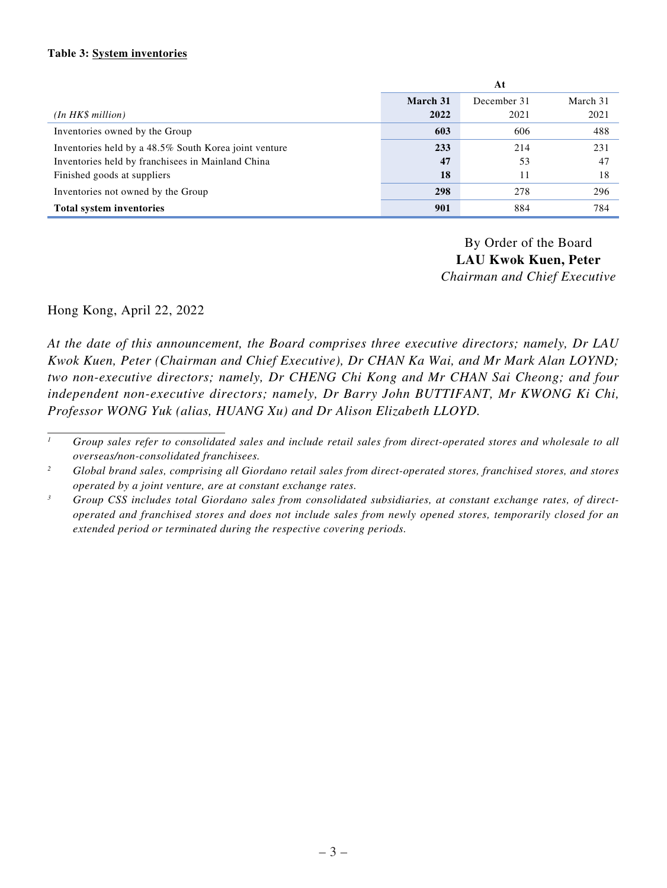**Table 3: System inventories**

| (In HK$ million) | At | | |
|---|---|---|---|
| | **March 31 2022** | December 31 2021 | March 31 2021 |
| Inventories owned by the Group | **603** | 606 | 488 |
| Inventories held by a 48.5% South Korea joint venture | **233** | 214 | 231 |
| Inventories held by franchisees in Mainland China | **47** | 53 | 47 |
| Finished goods at suppliers | **18** | 11 | 18 |
| Inventories not owned by the Group | **298** | 278 | 296 |
| **Total system inventories** | **901** | 884 | 784 |

By Order of the Board
**LAU Kwok Kuen, Peter**
*Chairman and Chief Executive*

Hong Kong, April 22, 2022

*At the date of this announcement, the Board comprises three executive directors; namely, Dr LAU Kwok Kuen, Peter (Chairman and Chief Executive), Dr CHAN Ka Wai, and Mr Mark Alan LOYND; two non-executive directors; namely, Dr CHENG Chi Kong and Mr CHAN Sai Cheong; and four independent non-executive directors; namely, Dr Barry John BUTTIFANT, Mr KWONG Ki Chi, Professor WONG Yuk (alias, HUANG Xu) and Dr Alison Elizabeth LLOYD.*

---

[1] *Group sales refer to consolidated sales and include retail sales from direct-operated stores and wholesale to all overseas/non-consolidated franchisees.*

[2] *Global brand sales, comprising all Giordano retail sales from direct-operated stores, franchised stores, and stores operated by a joint venture, are at constant exchange rates.*

[3] *Group CSS includes total Giordano sales from consolidated subsidiaries, at constant exchange rates, of direct-operated and franchised stores and does not include sales from newly opened stores, temporarily closed for an extended period or terminated during the respective covering periods.*